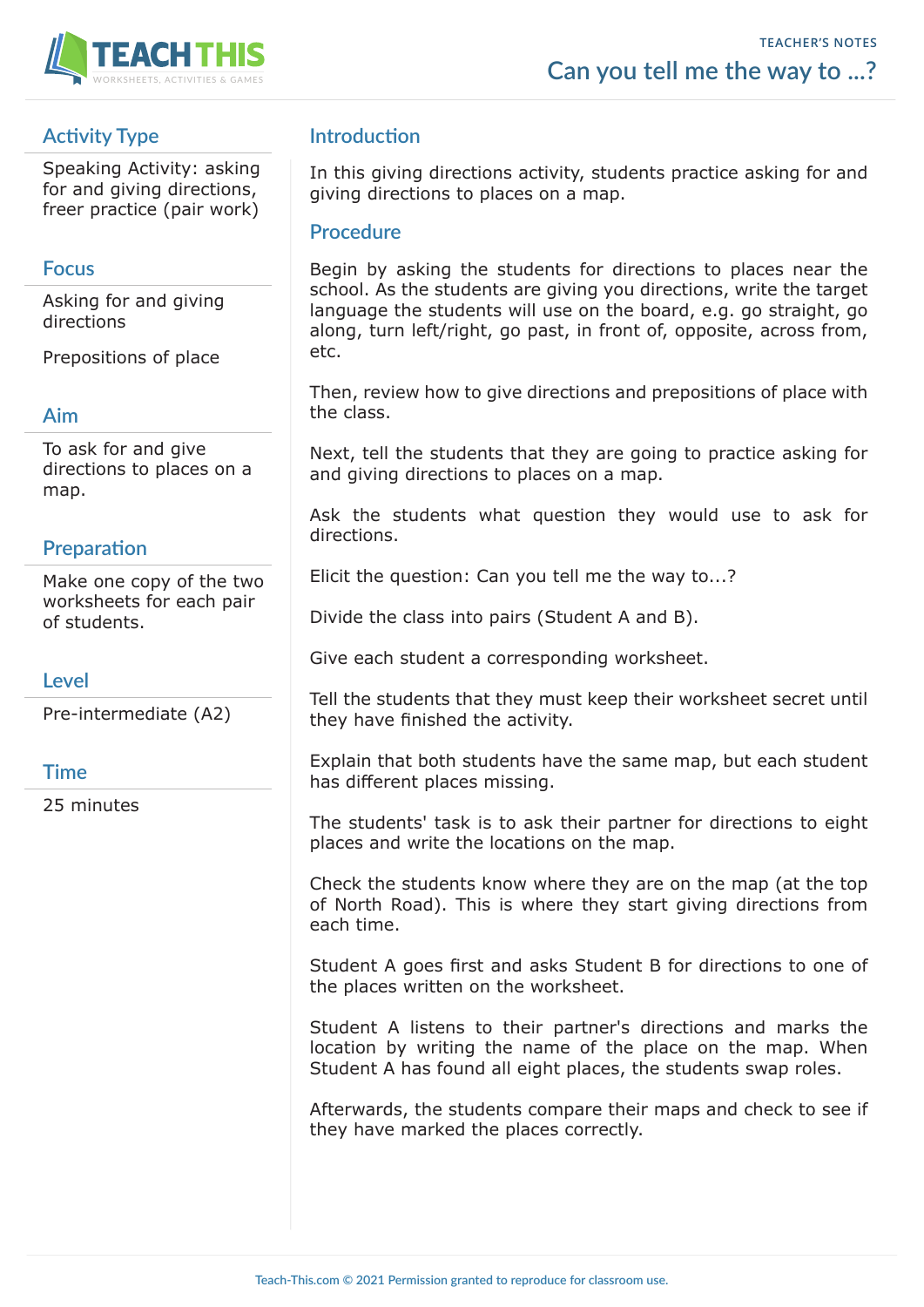TEACHER'S NOTES

# Can you tell me the way to ...?

## Activity Type

Speaking Activity: asking for and giving directions, freer practice (pair work)

## Focus

Asking for and giving directions

Prepositions of place

## Aim

To ask for and give directions to places on a map.

## Preparation

Make one copy of the two worksheets for each pair of students.

## Level

Pre-intermediate (A2)

## Time

25 minutes

## Introduction

In this giving directions activity, students practice asking for and giving directions to places on a map.

## Procedure

Begin by asking the students for directions to places near the school. As the students are giving you directions, write the target language the students will use on the board, e.g. go straight, go along, turn left/right, go past, in front of, opposite, across from, etc.

Then, review how to give directions and prepositions of place with the class.

Next, tell the students that they are going to practice asking for and giving directions to places on a map.

Ask the students what question they would use to ask for directions.

Elicit the question: Can you tell me the way to...?

Divide the class into pairs (Student A and B).

Give each student a corresponding worksheet.

Tell the students that they must keep their worksheet secret until they have finished the activity.

Explain that both students have the same map, but each student has different places missing.

The students' task is to ask their partner for directions to eight places and write the locations on the map.

Check the students know where they are on the map (at the top of North Road). This is where they start giving directions from each time.

Student A goes first and asks Student B for directions to one of the places written on the worksheet.

Student A listens to their partner's directions and marks the location by writing the name of the place on the map. When Student A has found all eight places, the students swap roles.

Afterwards, the students compare their maps and check to see if they have marked the places correctly.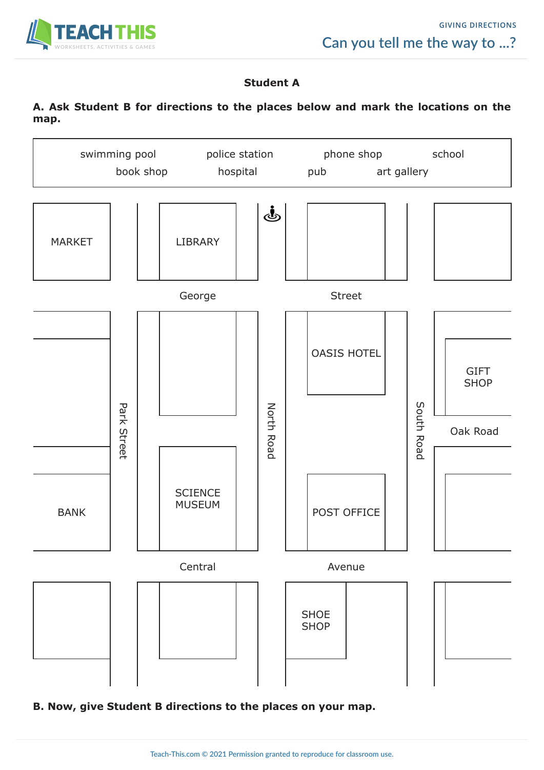# Can you tell me the way to ...?

GIVING DIRECTIONS

**Student A**

**A. Ask Student B for directions to the places below and mark the locations on the map.**

| | | | |
|---|---|---|---|
| swimming pool | police station | phone shop | school |
| book shop | hospital | pub | art gallery |

MARKET

LIBRARY

George Street

Park Street

North Road

South Road

OASIS HOTEL

GIFT SHOP

Oak Road

SCIENCE MUSEUM

BANK

POST OFFICE

Central Avenue

SHOE SHOP

**B. Now, give Student B directions to the places on your map.**

Teach-This.com © 2021 Permission granted to reproduce for classroom use.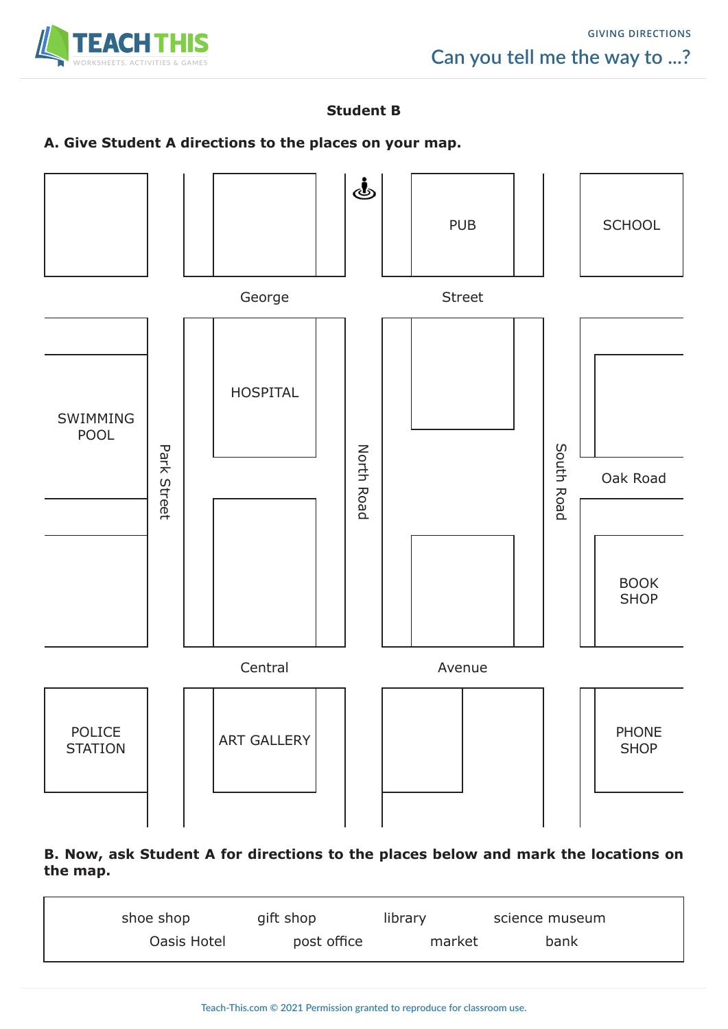**Student B**

**A. Give Student A directions to the places on your map.**

PUB

SCHOOL

George Street

HOSPITAL

SWIMMING POOL

Park Street

North Road

South Road

Oak Road

BOOK SHOP

Central Avenue

POLICE STATION

ART GALLERY

PHONE SHOP

**B. Now, ask Student A for directions to the places below and mark the locations on the map.**

| | | | |
|---|---|---|---|
| shoe shop | gift shop | library | science museum |
| Oasis Hotel | post office | market | bank |